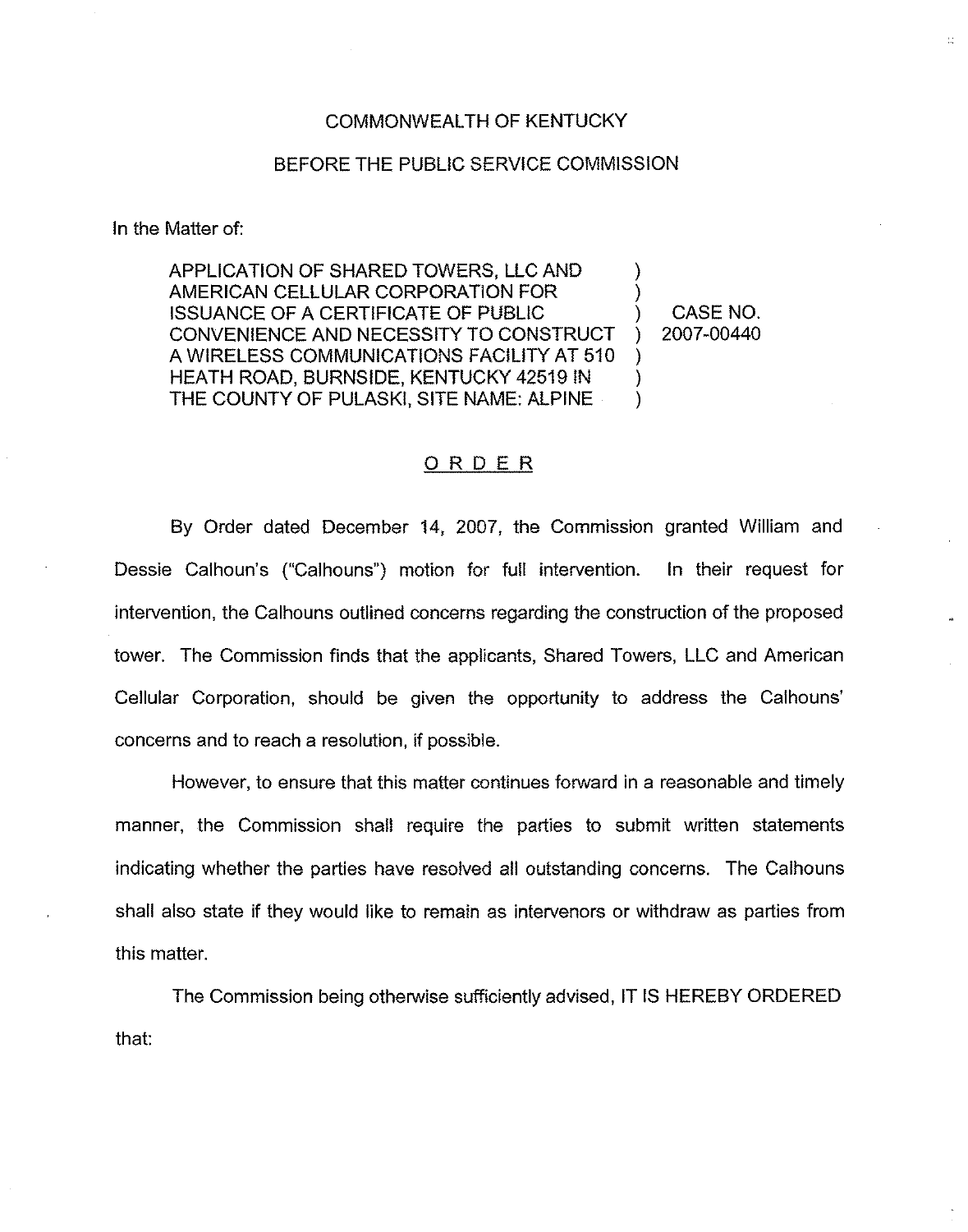COMMONWEALTH OF KENTUCKY

BEFORE THE PUBLIC SERVICE COMMISSION

In the Matter of:

| | | |
|---|---|---|
| APPLICATION OF SHARED TOWERS, LLC AND AMERICAN CELLULAR CORPORATION FOR ISSUANCE OF A CERTIFICATE OF PUBLIC CONVENIENCE AND NECESSITY TO CONSTRUCT A WIRELESS COMMUNICATIONS FACILITY AT 510 HEATH ROAD, BURNSIDE, KENTUCKY 42519 IN THE COUNTY OF PULASKI, SITE NAME: ALPINE | ) | CASE NO. 2007-00440 |

## ORDER

By Order dated December 14, 2007, the Commission granted William and Dessie Calhoun's ("Calhouns") motion for full intervention. In their request for intervention, the Calhouns outlined concerns regarding the construction of the proposed tower. The Commission finds that the applicants, Shared Towers, LLC and American Cellular Corporation, should be given the opportunity to address the Calhouns' concerns and to reach a resolution, if possible.

However, to ensure that this matter continues forward in a reasonable and timely manner, the Commission shall require the parties to submit written statements indicating whether the parties have resolved all outstanding concerns. The Calhouns shall also state if they would like to remain as intervenors or withdraw as parties from this matter.

The Commission being otherwise sufficiently advised, IT IS HEREBY ORDERED that: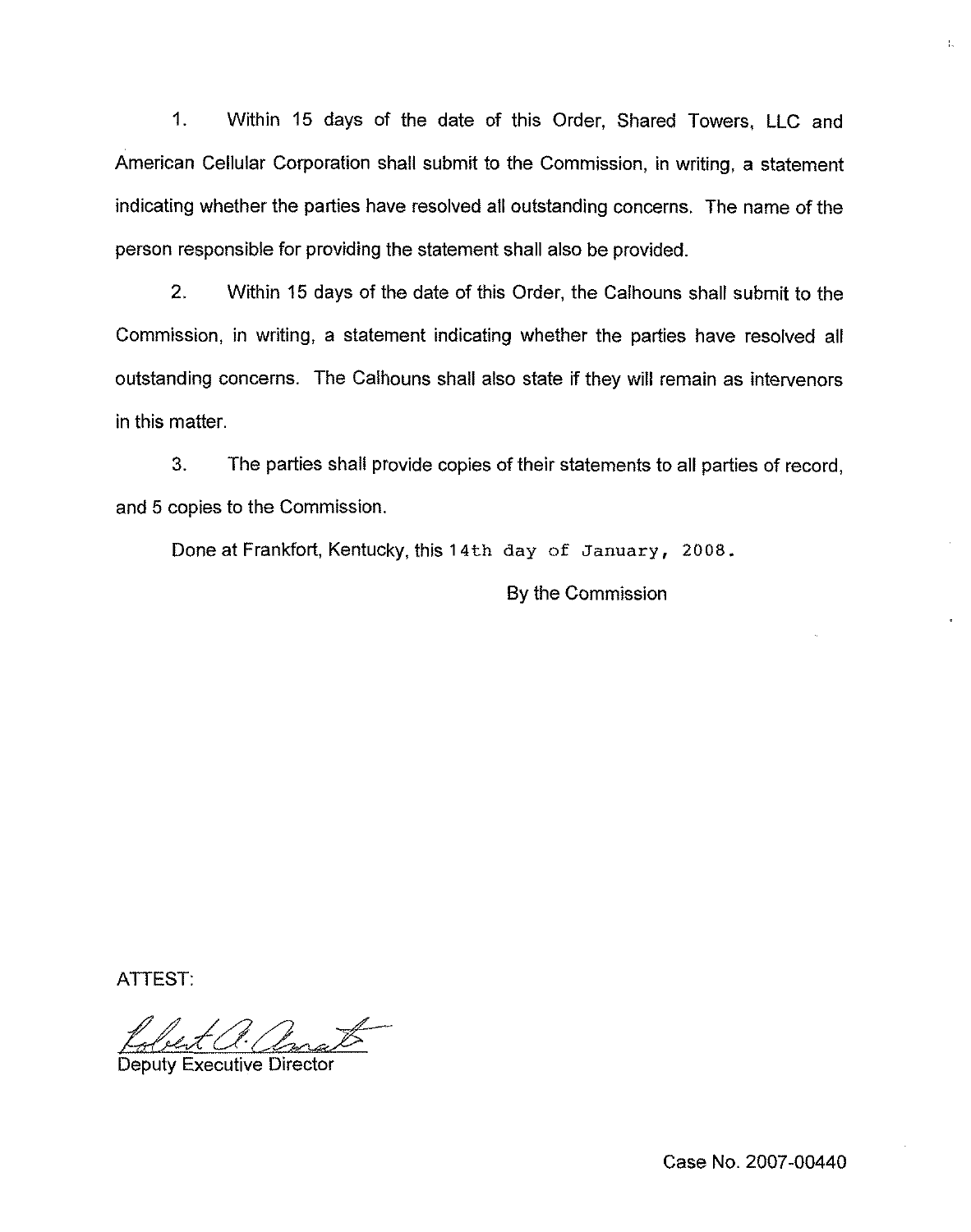1. Within 15 days of the date of this Order, Shared Towers, LLC and American Cellular Corporation shall submit to the Commission, in writing, a statement indicating whether the parties have resolved all outstanding concerns. The name of the person responsible for providing the statement shall also be provided.

2. Within 15 days of the date of this Order, the Calhouns shall submit to the Commission, in writing, a statement indicating whether the parties have resolved all outstanding concerns. The Calhouns shall also state if they will remain as intervenors in this matter.

3. The parties shall provide copies of their statements to all parties of record, and 5 copies to the Commission.

Done at Frankfort, Kentucky, this 14th day of January, 2008.

By the Commission

ATTEST:

Deputy Executive Director

Case No. 2007-00440